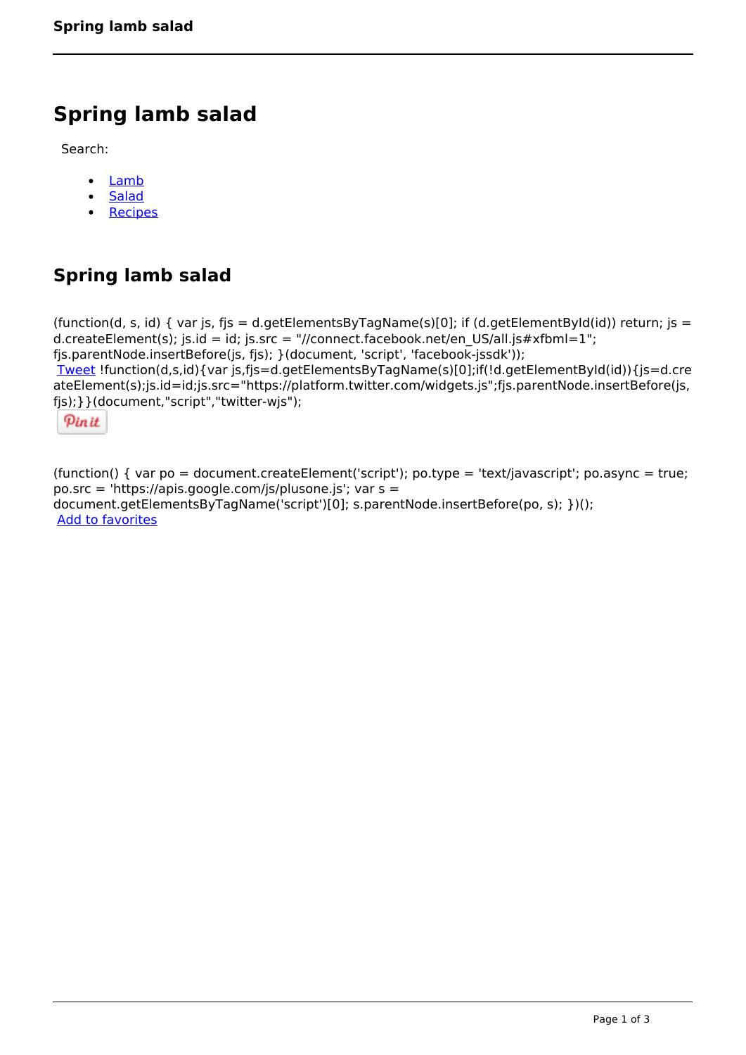# Spring lamb salad

Search:

- Lamb
- Salad
- Recipes

## Spring lamb salad

(function(d, s, id) { var js, fjs = d.getElementsByTagName(s)[0]; if (d.getElementById(id)) return; js = d.createElement(s); js.id = id; js.src = "//connect.facebook.net/en_US/all.js#xfbml=1"; fjs.parentNode.insertBefore(js, fjs); }(document, 'script', 'facebook-jssdk'));
Tweet !function(d,s,id){var js,fjs=d.getElementsByTagName(s)[0];if(!d.getElementById(id)){js=d.createElement(s);js.id=id;js.src="https://platform.twitter.com/widgets.js";fjs.parentNode.insertBefore(js, fjs);}}(document,"script","twitter-wjs");

Pin it

(function() { var po = document.createElement('script'); po.type = 'text/javascript'; po.async = true; po.src = 'https://apis.google.com/js/plusone.js'; var s = document.getElementsByTagName('script')[0]; s.parentNode.insertBefore(po, s); })();
Add to favorites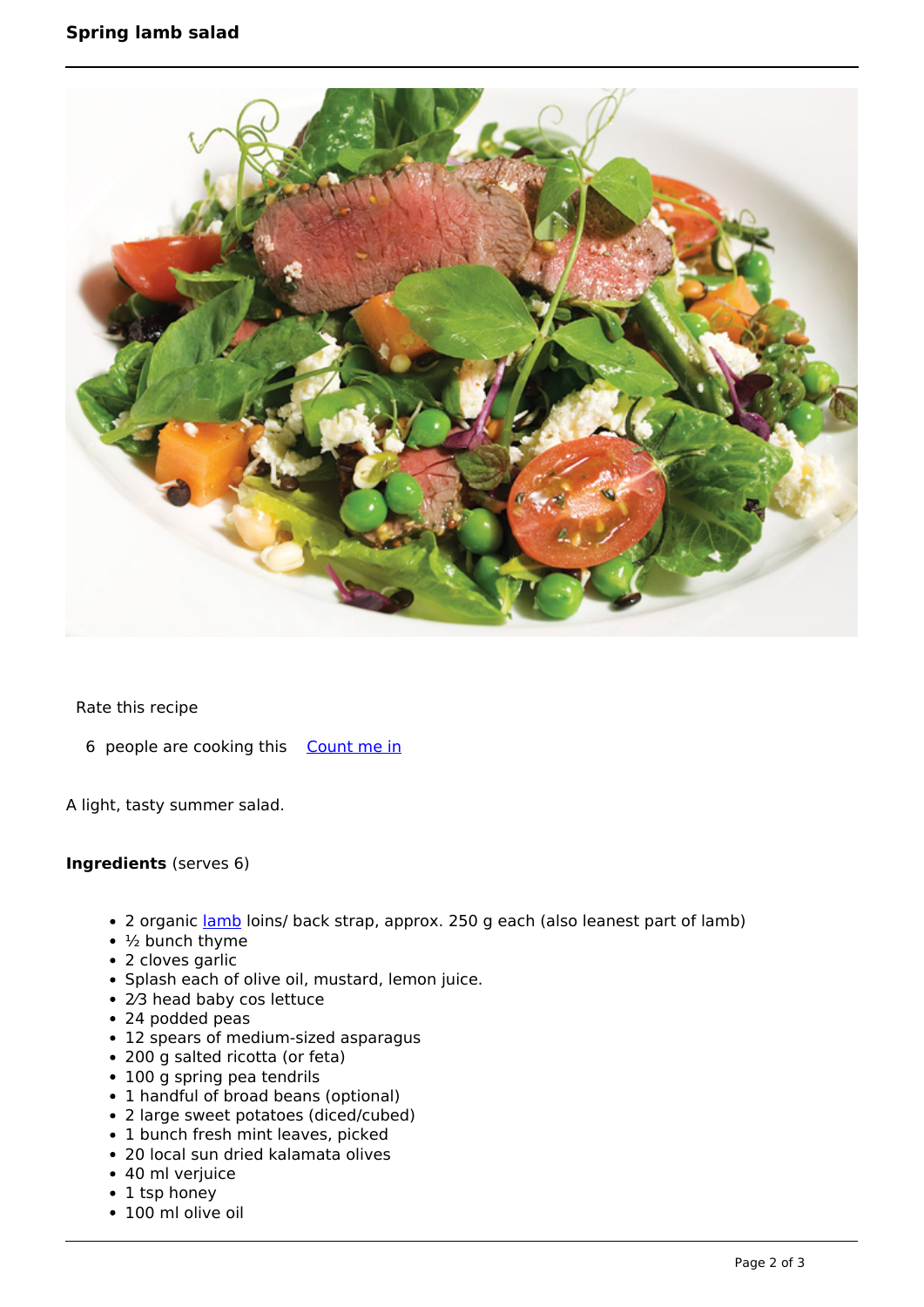Rate this recipe

6 people are cooking this Count me in

A light, tasty summer salad.

**Ingredients** (serves 6)

- 2 organic lamb loins/ back strap, approx. 250 g each (also leanest part of lamb)
- ½ bunch thyme
- 2 cloves garlic
- Splash each of olive oil, mustard, lemon juice.
- 2⁄3 head baby cos lettuce
- 24 podded peas
- 12 spears of medium-sized asparagus
- 200 g salted ricotta (or feta)
- 100 g spring pea tendrils
- 1 handful of broad beans (optional)
- 2 large sweet potatoes (diced/cubed)
- 1 bunch fresh mint leaves, picked
- 20 local sun dried kalamata olives
- 40 ml verjuice
- 1 tsp honey
- 100 ml olive oil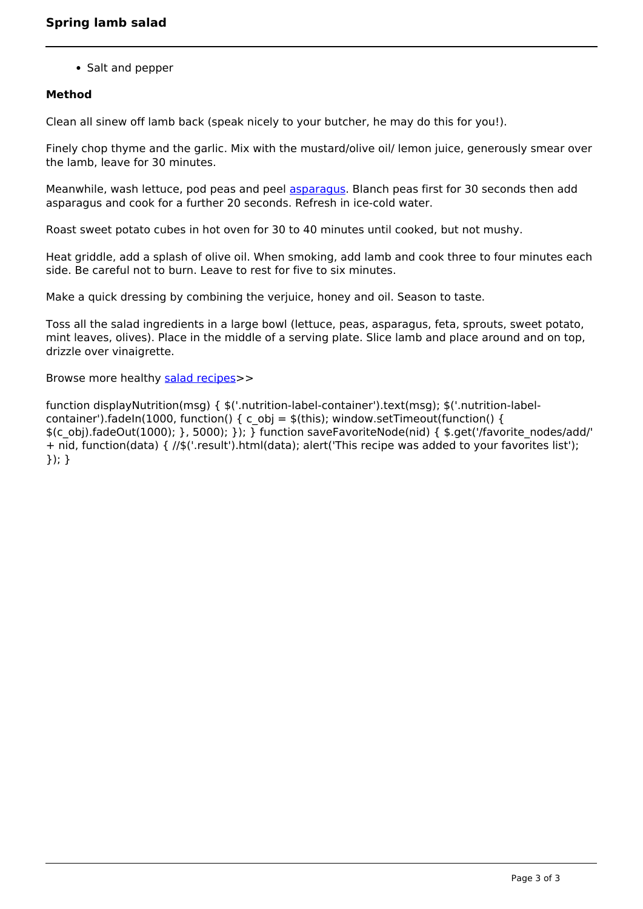- Salt and pepper

**Method**

Clean all sinew off lamb back (speak nicely to your butcher, he may do this for you!).

Finely chop thyme and the garlic. Mix with the mustard/olive oil/ lemon juice, generously smear over the lamb, leave for 30 minutes.

Meanwhile, wash lettuce, pod peas and peel asparagus. Blanch peas first for 30 seconds then add asparagus and cook for a further 20 seconds. Refresh in ice-cold water.

Roast sweet potato cubes in hot oven for 30 to 40 minutes until cooked, but not mushy.

Heat griddle, add a splash of olive oil. When smoking, add lamb and cook three to four minutes each side. Be careful not to burn. Leave to rest for five to six minutes.

Make a quick dressing by combining the verjuice, honey and oil. Season to taste.

Toss all the salad ingredients in a large bowl (lettuce, peas, asparagus, feta, sprouts, sweet potato, mint leaves, olives). Place in the middle of a serving plate. Slice lamb and place around and on top, drizzle over vinaigrette.

Browse more healthy salad recipes>>

```
function displayNutrition(msg) { $('.nutrition-label-container').text(msg); $('.nutrition-label-container').fadeIn(1000, function() { c_obj = $(this); window.setTimeout(function() { $(c_obj).fadeOut(1000); }, 5000); }); } function saveFavoriteNode(nid) { $.get('/favorite_nodes/add/' + nid, function(data) { //$('.result').html(data); alert('This recipe was added to your favorites list'); }); }
```